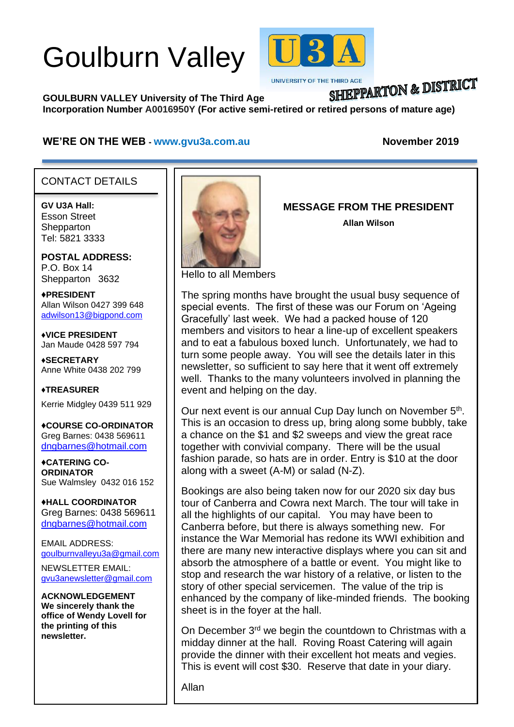# Goulburn Valley

UNIVERSITY OF THE THIRD AGE

SHEPPARTON & DISTRICT

**GOULBURN VALLEY University of The Third Age**
**Incorporation Number A0016950Y (For active semi-retired or retired persons of mature age)**

**WE'RE ON THE WEB - www.gvu3a.com.au** **November 2019**

## CONTACT DETAILS

**GV U3A Hall:**
Esson Street
Shepparton
Tel: 5821 3333

**POSTAL ADDRESS:**
P.O. Box 14
Shepparton 3632

**♦PRESIDENT**
Allan Wilson 0427 399 648
adwilson13@bigpond.com

**♦VICE PRESIDENT**
Jan Maude 0428 597 794

**♦SECRETARY**
Anne White 0438 202 799

**♦TREASURER**
Kerrie Midgley 0439 511 929

**♦COURSE CO-ORDINATOR**
Greg Barnes: 0438 569611
dngbarnes@hotmail.com

**♦CATERING CO-ORDINATOR**
Sue Walmsley 0432 016 152

**♦HALL COORDINATOR**
Greg Barnes: 0438 569611
dngbarnes@hotmail.com

EMAIL ADDRESS:
goulburnvalleyu3a@gmail.com

NEWSLETTER EMAIL:
gvu3anewsletter@gmail.com

**ACKNOWLEDGEMENT**
**We sincerely thank the office of Wendy Lovell for the printing of this newsletter.**

## MESSAGE FROM THE PRESIDENT

**Allan Wilson**

Hello to all Members

The spring months have brought the usual busy sequence of special events. The first of these was our Forum on 'Ageing Gracefully' last week. We had a packed house of 120 members and visitors to hear a line-up of excellent speakers and to eat a fabulous boxed lunch. Unfortunately, we had to turn some people away. You will see the details later in this newsletter, so sufficient to say here that it went off extremely well. Thanks to the many volunteers involved in planning the event and helping on the day.

Our next event is our annual Cup Day lunch on November 5th. This is an occasion to dress up, bring along some bubbly, take a chance on the $1 and $2 sweeps and view the great race together with convivial company. There will be the usual fashion parade, so hats are in order. Entry is $10 at the door along with a sweet (A-M) or salad (N-Z).

Bookings are also being taken now for our 2020 six day bus tour of Canberra and Cowra next March. The tour will take in all the highlights of our capital. You may have been to Canberra before, but there is always something new. For instance the War Memorial has redone its WWI exhibition and there are many new interactive displays where you can sit and absorb the atmosphere of a battle or event. You might like to stop and research the war history of a relative, or listen to the story of other special servicemen. The value of the trip is enhanced by the company of like-minded friends. The booking sheet is in the foyer at the hall.

On December 3rd we begin the countdown to Christmas with a midday dinner at the hall. Roving Roast Catering will again provide the dinner with their excellent hot meats and vegies. This is event will cost $30. Reserve that date in your diary.

Allan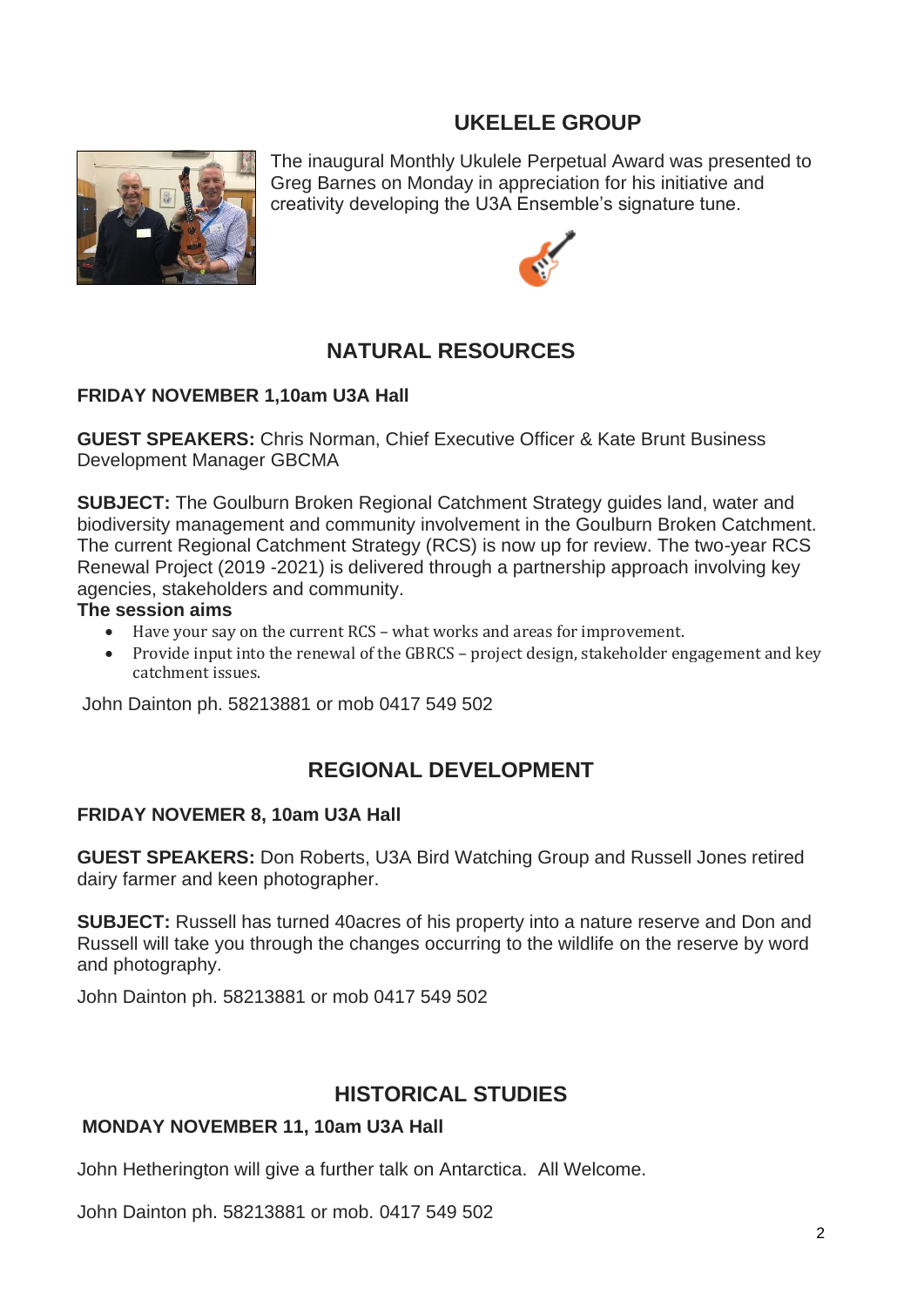## UKELELE GROUP

The inaugural Monthly Ukulele Perpetual Award was presented to Greg Barnes on Monday in appreciation for his initiative and creativity developing the U3A Ensemble's signature tune.

## NATURAL RESOURCES

**FRIDAY NOVEMBER 1,10am U3A Hall**

**GUEST SPEAKERS:** Chris Norman, Chief Executive Officer & Kate Brunt Business Development Manager GBCMA

**SUBJECT:** The Goulburn Broken Regional Catchment Strategy guides land, water and biodiversity management and community involvement in the Goulburn Broken Catchment. The current Regional Catchment Strategy (RCS) is now up for review. The two-year RCS Renewal Project (2019 -2021) is delivered through a partnership approach involving key agencies, stakeholders and community.

**The session aims**

- Have your say on the current RCS – what works and areas for improvement.
- Provide input into the renewal of the GBRCS – project design, stakeholder engagement and key catchment issues.

John Dainton ph. 58213881 or mob 0417 549 502

## REGIONAL DEVELOPMENT

**FRIDAY NOVEMER 8, 10am U3A Hall**

**GUEST SPEAKERS:** Don Roberts, U3A Bird Watching Group and Russell Jones retired dairy farmer and keen photographer.

**SUBJECT:** Russell has turned 40acres of his property into a nature reserve and Don and Russell will take you through the changes occurring to the wildlife on the reserve by word and photography.

John Dainton ph. 58213881 or mob 0417 549 502

## HISTORICAL STUDIES

**MONDAY NOVEMBER 11, 10am U3A Hall**

John Hetherington will give a further talk on Antarctica. All Welcome.

John Dainton ph. 58213881 or mob. 0417 549 502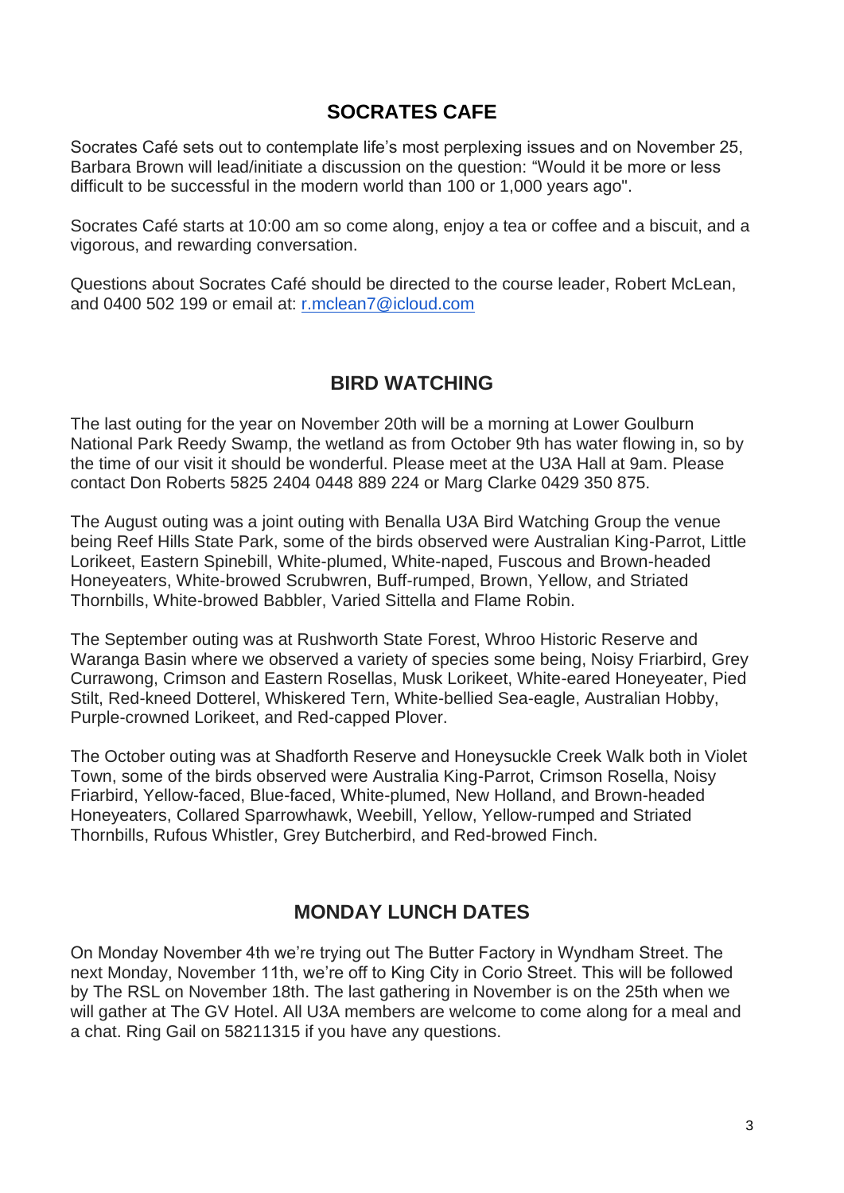## SOCRATES CAFE

Socrates Café sets out to contemplate life's most perplexing issues and on November 25, Barbara Brown will lead/initiate a discussion on the question: "Would it be more or less difficult to be successful in the modern world than 100 or 1,000 years ago".

Socrates Café starts at 10:00 am so come along, enjoy a tea or coffee and a biscuit, and a vigorous, and rewarding conversation.

Questions about Socrates Café should be directed to the course leader, Robert McLean, and 0400 502 199 or email at: [r.mclean7@icloud.com](mailto:r.mclean7@icloud.com)

## BIRD WATCHING

The last outing for the year on November 20th will be a morning at Lower Goulburn National Park Reedy Swamp, the wetland as from October 9th has water flowing in, so by the time of our visit it should be wonderful. Please meet at the U3A Hall at 9am. Please contact Don Roberts 5825 2404 0448 889 224 or Marg Clarke 0429 350 875.

The August outing was a joint outing with Benalla U3A Bird Watching Group the venue being Reef Hills State Park, some of the birds observed were Australian King-Parrot, Little Lorikeet, Eastern Spinebill, White-plumed, White-naped, Fuscous and Brown-headed Honeyeaters, White-browed Scrubwren, Buff-rumped, Brown, Yellow, and Striated Thornbills, White-browed Babbler, Varied Sittella and Flame Robin.

The September outing was at Rushworth State Forest, Whroo Historic Reserve and Waranga Basin where we observed a variety of species some being, Noisy Friarbird, Grey Currawong, Crimson and Eastern Rosellas, Musk Lorikeet, White-eared Honeyeater, Pied Stilt, Red-kneed Dotterel, Whiskered Tern, White-bellied Sea-eagle, Australian Hobby, Purple-crowned Lorikeet, and Red-capped Plover.

The October outing was at Shadforth Reserve and Honeysuckle Creek Walk both in Violet Town, some of the birds observed were Australia King-Parrot, Crimson Rosella, Noisy Friarbird, Yellow-faced, Blue-faced, White-plumed, New Holland, and Brown-headed Honeyeaters, Collared Sparrowhawk, Weebill, Yellow, Yellow-rumped and Striated Thornbills, Rufous Whistler, Grey Butcherbird, and Red-browed Finch.

## MONDAY LUNCH DATES

On Monday November 4th we're trying out The Butter Factory in Wyndham Street. The next Monday, November 11th, we're off to King City in Corio Street. This will be followed by The RSL on November 18th. The last gathering in November is on the 25th when we will gather at The GV Hotel. All U3A members are welcome to come along for a meal and a chat. Ring Gail on 58211315 if you have any questions.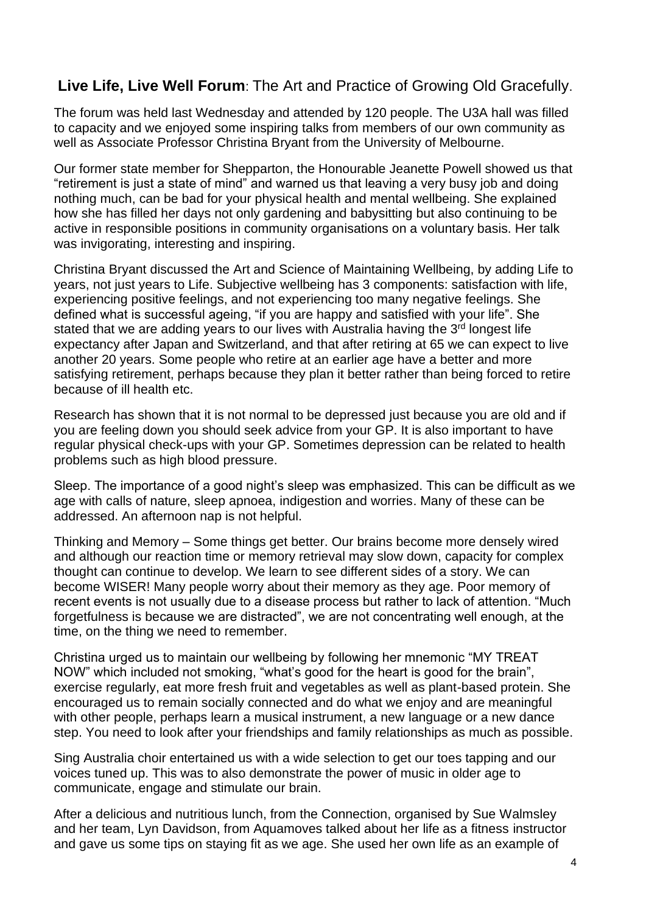**Live Life, Live Well Forum**: The Art and Practice of Growing Old Gracefully.

The forum was held last Wednesday and attended by 120 people. The U3A hall was filled to capacity and we enjoyed some inspiring talks from members of our own community as well as Associate Professor Christina Bryant from the University of Melbourne.

Our former state member for Shepparton, the Honourable Jeanette Powell showed us that "retirement is just a state of mind" and warned us that leaving a very busy job and doing nothing much, can be bad for your physical health and mental wellbeing. She explained how she has filled her days not only gardening and babysitting but also continuing to be active in responsible positions in community organisations on a voluntary basis. Her talk was invigorating, interesting and inspiring.

Christina Bryant discussed the Art and Science of Maintaining Wellbeing, by adding Life to years, not just years to Life. Subjective wellbeing has 3 components: satisfaction with life, experiencing positive feelings, and not experiencing too many negative feelings. She defined what is successful ageing, "if you are happy and satisfied with your life". She stated that we are adding years to our lives with Australia having the 3rd longest life expectancy after Japan and Switzerland, and that after retiring at 65 we can expect to live another 20 years. Some people who retire at an earlier age have a better and more satisfying retirement, perhaps because they plan it better rather than being forced to retire because of ill health etc.

Research has shown that it is not normal to be depressed just because you are old and if you are feeling down you should seek advice from your GP. It is also important to have regular physical check-ups with your GP. Sometimes depression can be related to health problems such as high blood pressure.

Sleep. The importance of a good night's sleep was emphasized. This can be difficult as we age with calls of nature, sleep apnoea, indigestion and worries. Many of these can be addressed. An afternoon nap is not helpful.

Thinking and Memory – Some things get better. Our brains become more densely wired and although our reaction time or memory retrieval may slow down, capacity for complex thought can continue to develop. We learn to see different sides of a story. We can become WISER! Many people worry about their memory as they age. Poor memory of recent events is not usually due to a disease process but rather to lack of attention. "Much forgetfulness is because we are distracted", we are not concentrating well enough, at the time, on the thing we need to remember.

Christina urged us to maintain our wellbeing by following her mnemonic "MY TREAT NOW" which included not smoking, "what's good for the heart is good for the brain", exercise regularly, eat more fresh fruit and vegetables as well as plant-based protein. She encouraged us to remain socially connected and do what we enjoy and are meaningful with other people, perhaps learn a musical instrument, a new language or a new dance step. You need to look after your friendships and family relationships as much as possible.

Sing Australia choir entertained us with a wide selection to get our toes tapping and our voices tuned up. This was to also demonstrate the power of music in older age to communicate, engage and stimulate our brain.

After a delicious and nutritious lunch, from the Connection, organised by Sue Walmsley and her team, Lyn Davidson, from Aquamoves talked about her life as a fitness instructor and gave us some tips on staying fit as we age. She used her own life as an example of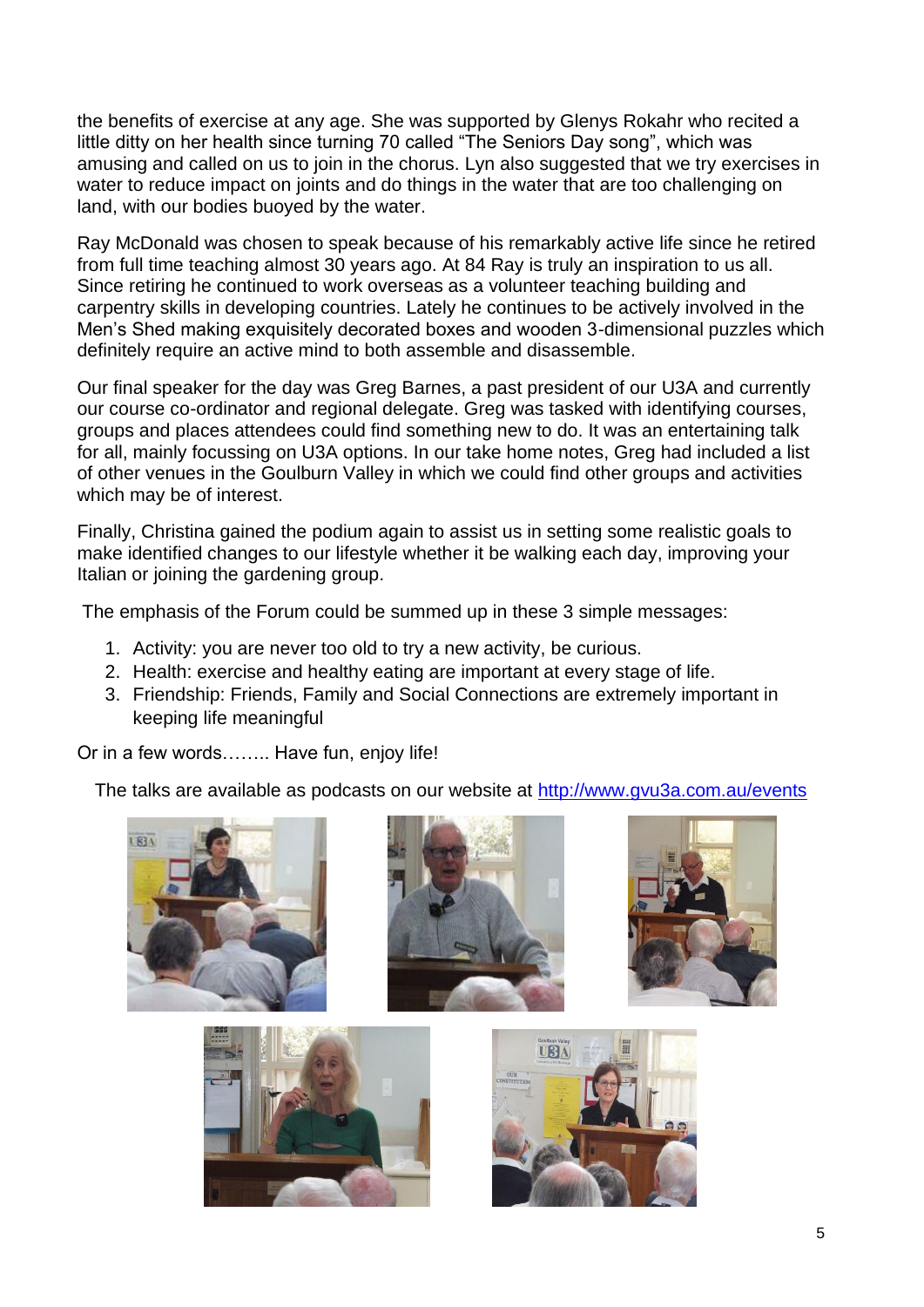the benefits of exercise at any age. She was supported by Glenys Rokahr who recited a little ditty on her health since turning 70 called "The Seniors Day song", which was amusing and called on us to join in the chorus. Lyn also suggested that we try exercises in water to reduce impact on joints and do things in the water that are too challenging on land, with our bodies buoyed by the water.

Ray McDonald was chosen to speak because of his remarkably active life since he retired from full time teaching almost 30 years ago. At 84 Ray is truly an inspiration to us all. Since retiring he continued to work overseas as a volunteer teaching building and carpentry skills in developing countries. Lately he continues to be actively involved in the Men's Shed making exquisitely decorated boxes and wooden 3-dimensional puzzles which definitely require an active mind to both assemble and disassemble.

Our final speaker for the day was Greg Barnes, a past president of our U3A and currently our course co-ordinator and regional delegate. Greg was tasked with identifying courses, groups and places attendees could find something new to do. It was an entertaining talk for all, mainly focussing on U3A options. In our take home notes, Greg had included a list of other venues in the Goulburn Valley in which we could find other groups and activities which may be of interest.

Finally, Christina gained the podium again to assist us in setting some realistic goals to make identified changes to our lifestyle whether it be walking each day, improving your Italian or joining the gardening group.

The emphasis of the Forum could be summed up in these 3 simple messages:

1. Activity: you are never too old to try a new activity, be curious.
2. Health: exercise and healthy eating are important at every stage of life.
3. Friendship: Friends, Family and Social Connections are extremely important in keeping life meaningful

Or in a few words…….. Have fun, enjoy life!

The talks are available as podcasts on our website at http://www.gvu3a.com.au/events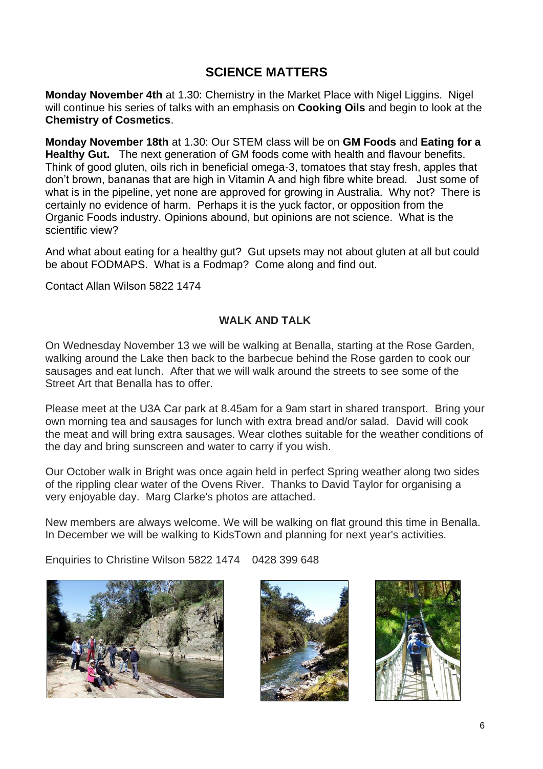## SCIENCE MATTERS

**Monday November 4th** at 1.30: Chemistry in the Market Place with Nigel Liggins. Nigel will continue his series of talks with an emphasis on **Cooking Oils** and begin to look at the **Chemistry of Cosmetics**.

**Monday November 18th** at 1.30: Our STEM class will be on **GM Foods** and **Eating for a Healthy Gut.** The next generation of GM foods come with health and flavour benefits. Think of good gluten, oils rich in beneficial omega-3, tomatoes that stay fresh, apples that don't brown, bananas that are high in Vitamin A and high fibre white bread. Just some of what is in the pipeline, yet none are approved for growing in Australia. Why not? There is certainly no evidence of harm. Perhaps it is the yuck factor, or opposition from the Organic Foods industry. Opinions abound, but opinions are not science. What is the scientific view?

And what about eating for a healthy gut? Gut upsets may not about gluten at all but could be about FODMAPS. What is a Fodmap? Come along and find out.

Contact Allan Wilson 5822 1474

### WALK AND TALK

On Wednesday November 13 we will be walking at Benalla, starting at the Rose Garden, walking around the Lake then back to the barbecue behind the Rose garden to cook our sausages and eat lunch. After that we will walk around the streets to see some of the Street Art that Benalla has to offer.

Please meet at the U3A Car park at 8.45am for a 9am start in shared transport. Bring your own morning tea and sausages for lunch with extra bread and/or salad. David will cook the meat and will bring extra sausages. Wear clothes suitable for the weather conditions of the day and bring sunscreen and water to carry if you wish.

Our October walk in Bright was once again held in perfect Spring weather along two sides of the rippling clear water of the Ovens River. Thanks to David Taylor for organising a very enjoyable day. Marg Clarke's photos are attached.

New members are always welcome. We will be walking on flat ground this time in Benalla. In December we will be walking to KidsTown and planning for next year's activities.

Enquiries to Christine Wilson 5822 1474 0428 399 648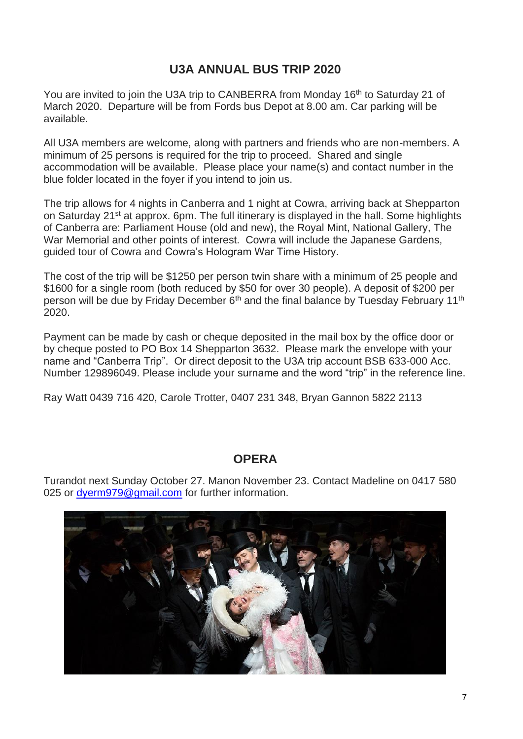## U3A ANNUAL BUS TRIP 2020

You are invited to join the U3A trip to CANBERRA from Monday 16th to Saturday 21 of March 2020. Departure will be from Fords bus Depot at 8.00 am. Car parking will be available.

All U3A members are welcome, along with partners and friends who are non-members. A minimum of 25 persons is required for the trip to proceed. Shared and single accommodation will be available. Please place your name(s) and contact number in the blue folder located in the foyer if you intend to join us.

The trip allows for 4 nights in Canberra and 1 night at Cowra, arriving back at Shepparton on Saturday 21st at approx. 6pm. The full itinerary is displayed in the hall. Some highlights of Canberra are: Parliament House (old and new), the Royal Mint, National Gallery, The War Memorial and other points of interest. Cowra will include the Japanese Gardens, guided tour of Cowra and Cowra's Hologram War Time History.

The cost of the trip will be $1250 per person twin share with a minimum of 25 people and $1600 for a single room (both reduced by $50 for over 30 people). A deposit of $200 per person will be due by Friday December 6th and the final balance by Tuesday February 11th 2020.

Payment can be made by cash or cheque deposited in the mail box by the office door or by cheque posted to PO Box 14 Shepparton 3632. Please mark the envelope with your name and "Canberra Trip". Or direct deposit to the U3A trip account BSB 633-000 Acc. Number 129896049. Please include your surname and the word "trip" in the reference line.

Ray Watt 0439 716 420, Carole Trotter, 0407 231 348, Bryan Gannon 5822 2113

## OPERA

Turandot next Sunday October 27. Manon November 23. Contact Madeline on 0417 580 025 or dyerm979@gmail.com for further information.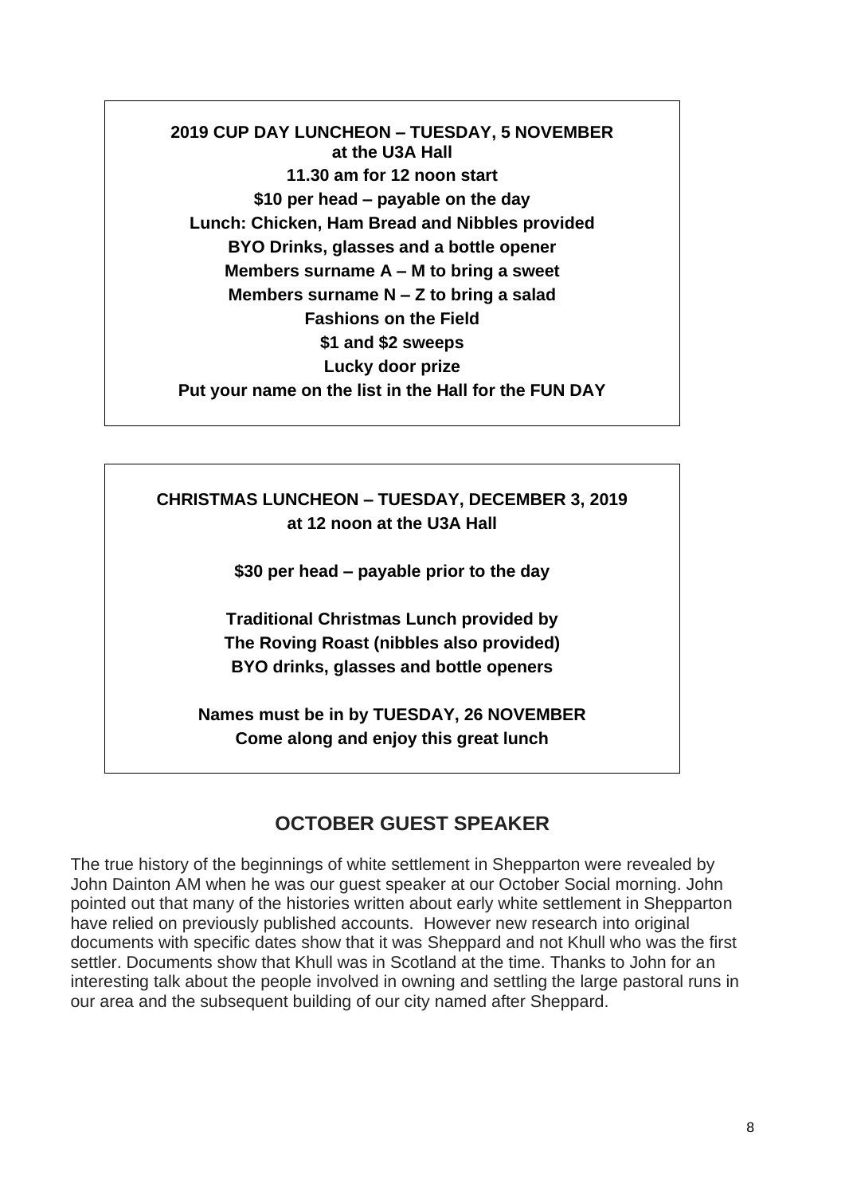**2019 CUP DAY LUNCHEON – TUESDAY, 5 NOVEMBER**
**at the U3A Hall**
**11.30 am for 12 noon start**
**$10 per head – payable on the day**
**Lunch: Chicken, Ham Bread and Nibbles provided**
**BYO Drinks, glasses and a bottle opener**
**Members surname A – M to bring a sweet**
**Members surname N – Z to bring a salad**
**Fashions on the Field**
**$1 and $2 sweeps**
**Lucky door prize**
**Put your name on the list in the Hall for the FUN DAY**

**CHRISTMAS LUNCHEON – TUESDAY, DECEMBER 3, 2019**
**at 12 noon at the U3A Hall**

**$30 per head – payable prior to the day**

**Traditional Christmas Lunch provided by**
**The Roving Roast (nibbles also provided)**
**BYO drinks, glasses and bottle openers**

**Names must be in by TUESDAY, 26 NOVEMBER**
**Come along and enjoy this great lunch**

## OCTOBER GUEST SPEAKER

The true history of the beginnings of white settlement in Shepparton were revealed by John Dainton AM when he was our guest speaker at our October Social morning. John pointed out that many of the histories written about early white settlement in Shepparton have relied on previously published accounts. However new research into original documents with specific dates show that it was Sheppard and not Khull who was the first settler. Documents show that Khull was in Scotland at the time. Thanks to John for an interesting talk about the people involved in owning and settling the large pastoral runs in our area and the subsequent building of our city named after Sheppard.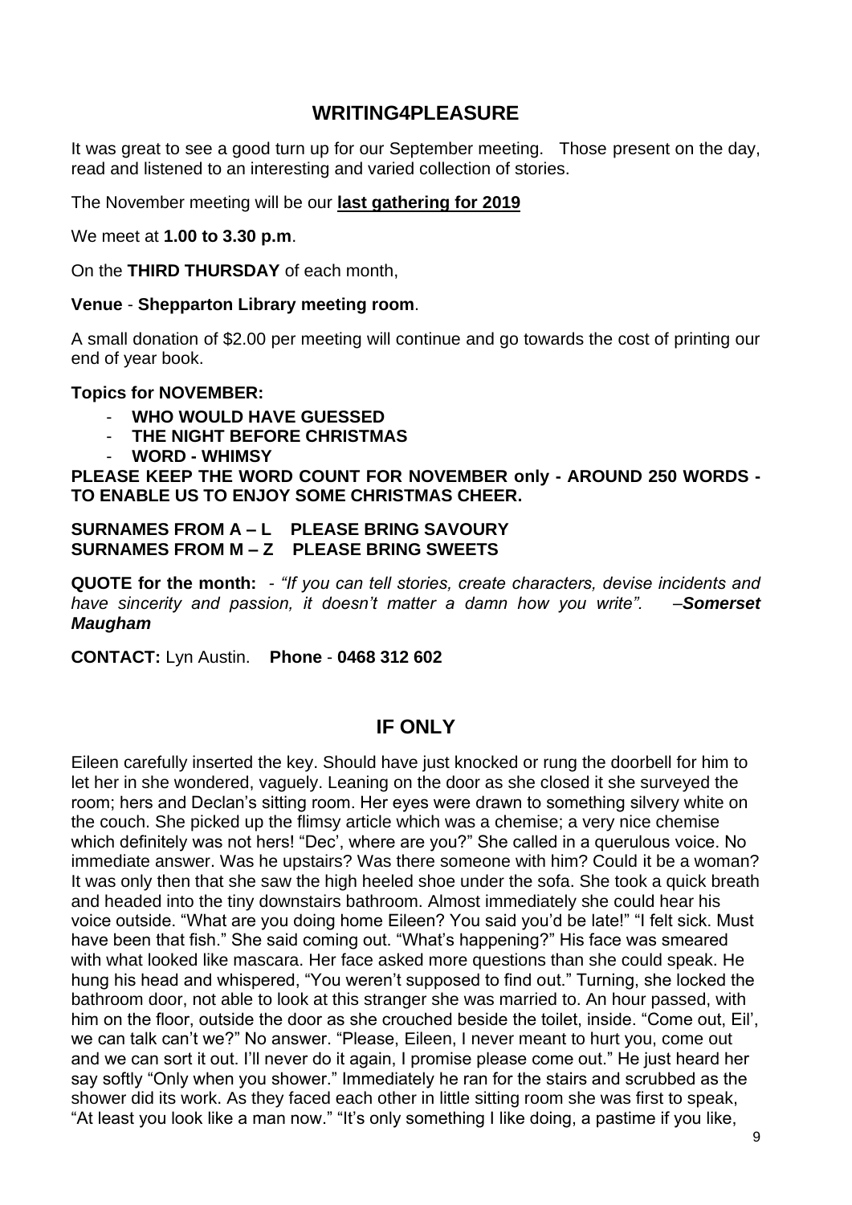## WRITING4PLEASURE

It was great to see a good turn up for our September meeting. Those present on the day, read and listened to an interesting and varied collection of stories.

The November meeting will be our **last gathering for 2019**

We meet at **1.00 to 3.30 p.m**.

On the **THIRD THURSDAY** of each month,

**Venue** - **Shepparton Library meeting room**.

A small donation of $2.00 per meeting will continue and go towards the cost of printing our end of year book.

**Topics for NOVEMBER:**

- **WHO WOULD HAVE GUESSED**
- **THE NIGHT BEFORE CHRISTMAS**
- **WORD - WHIMSY**

**PLEASE KEEP THE WORD COUNT FOR NOVEMBER only - AROUND 250 WORDS - TO ENABLE US TO ENJOY SOME CHRISTMAS CHEER.**

**SURNAMES FROM A – L PLEASE BRING SAVOURY**
**SURNAMES FROM M – Z PLEASE BRING SWEETS**

**QUOTE for the month:** - *"If you can tell stories, create characters, devise incidents and have sincerity and passion, it doesn't matter a damn how you write".* –***Somerset Maugham***

**CONTACT:** Lyn Austin. **Phone** - **0468 312 602**

## IF ONLY

Eileen carefully inserted the key. Should have just knocked or rung the doorbell for him to let her in she wondered, vaguely. Leaning on the door as she closed it she surveyed the room; hers and Declan's sitting room. Her eyes were drawn to something silvery white on the couch. She picked up the flimsy article which was a chemise; a very nice chemise which definitely was not hers! "Dec', where are you?" She called in a querulous voice. No immediate answer. Was he upstairs? Was there someone with him? Could it be a woman? It was only then that she saw the high heeled shoe under the sofa. She took a quick breath and headed into the tiny downstairs bathroom. Almost immediately she could hear his voice outside. "What are you doing home Eileen? You said you'd be late!" "I felt sick. Must have been that fish." She said coming out. "What's happening?" His face was smeared with what looked like mascara. Her face asked more questions than she could speak. He hung his head and whispered, "You weren't supposed to find out." Turning, she locked the bathroom door, not able to look at this stranger she was married to. An hour passed, with him on the floor, outside the door as she crouched beside the toilet, inside. "Come out, Eil', we can talk can't we?" No answer. "Please, Eileen, I never meant to hurt you, come out and we can sort it out. I'll never do it again, I promise please come out." He just heard her say softly "Only when you shower." Immediately he ran for the stairs and scrubbed as the shower did its work. As they faced each other in little sitting room she was first to speak, "At least you look like a man now." "It's only something I like doing, a pastime if you like,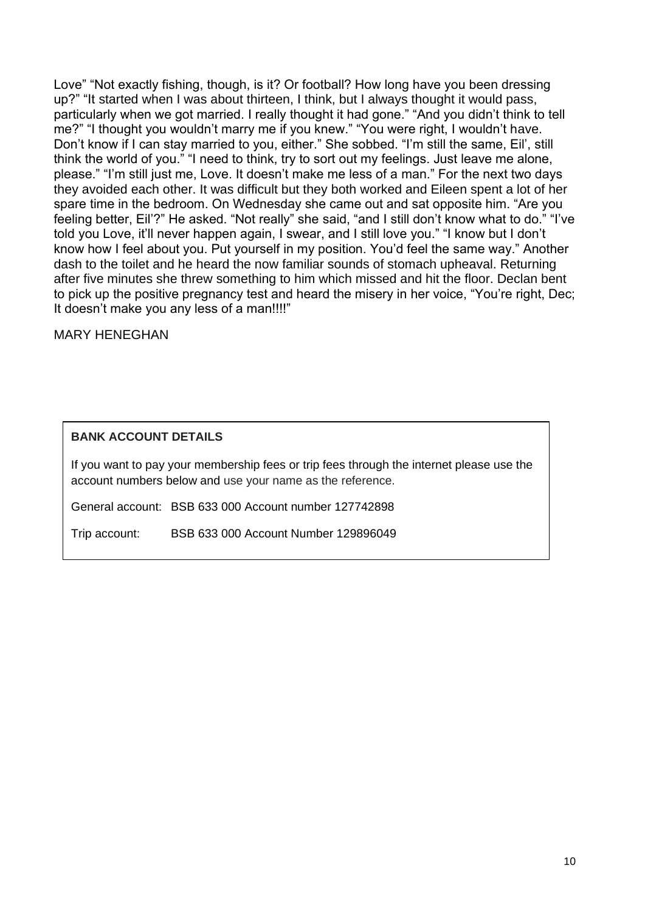Love" "Not exactly fishing, though, is it? Or football? How long have you been dressing up?" "It started when I was about thirteen, I think, but I always thought it would pass, particularly when we got married. I really thought it had gone." "And you didn't think to tell me?" "I thought you wouldn't marry me if you knew." "You were right, I wouldn't have. Don't know if I can stay married to you, either." She sobbed. "I'm still the same, Eil', still think the world of you." "I need to think, try to sort out my feelings. Just leave me alone, please." "I'm still just me, Love. It doesn't make me less of a man." For the next two days they avoided each other. It was difficult but they both worked and Eileen spent a lot of her spare time in the bedroom. On Wednesday she came out and sat opposite him. "Are you feeling better, Eil'?" He asked. "Not really" she said, "and I still don't know what to do." "I've told you Love, it'll never happen again, I swear, and I still love you." "I know but I don't know how I feel about you. Put yourself in my position. You'd feel the same way." Another dash to the toilet and he heard the now familiar sounds of stomach upheaval. Returning after five minutes she threw something to him which missed and hit the floor. Declan bent to pick up the positive pregnancy test and heard the misery in her voice, "You're right, Dec; It doesn't make you any less of a man!!!!"

MARY HENEGHAN

**BANK ACCOUNT DETAILS**

If you want to pay your membership fees or trip fees through the internet please use the account numbers below and use your name as the reference.

General account: BSB 633 000 Account number 127742898

Trip account: BSB 633 000 Account Number 129896049